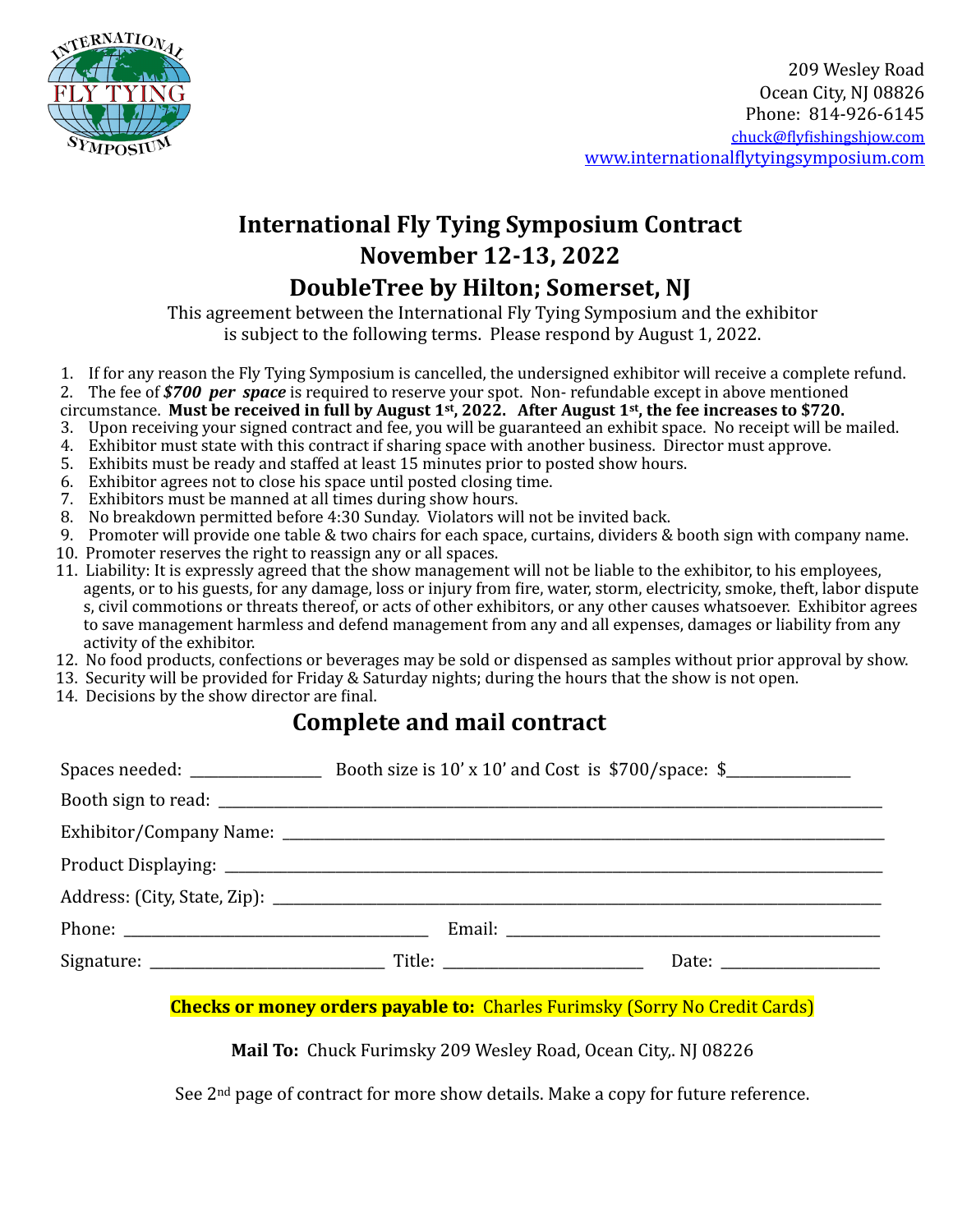209 Wesley Road
Ocean City, NJ 08826
Phone: 814-926-6145
chuck@flyfishingshjow.com
www.internationalflytyingsymposium.com

# International Fly Tying Symposium Contract
# November 12-13, 2022
# DoubleTree by Hilton; Somerset, NJ

This agreement between the International Fly Tying Symposium and the exhibitor is subject to the following terms. Please respond by August 1, 2022.

1. If for any reason the Fly Tying Symposium is cancelled, the undersigned exhibitor will receive a complete refund.
2. The fee of ***$700 per space*** is required to reserve your spot. Non- refundable except in above mentioned circumstance. **Must be received in full by August 1st, 2022. After August 1st, the fee increases to $720.**
3. Upon receiving your signed contract and fee, you will be guaranteed an exhibit space. No receipt will be mailed.
4. Exhibitor must state with this contract if sharing space with another business. Director must approve.
5. Exhibits must be ready and staffed at least 15 minutes prior to posted show hours.
6. Exhibitor agrees not to close his space until posted closing time.
7. Exhibitors must be manned at all times during show hours.
8. No breakdown permitted before 4:30 Sunday. Violators will not be invited back.
9. Promoter will provide one table & two chairs for each space, curtains, dividers & booth sign with company name.
10. Promoter reserves the right to reassign any or all spaces.
11. Liability: It is expressly agreed that the show management will not be liable to the exhibitor, to his employees, agents, or to his guests, for any damage, loss or injury from fire, water, storm, electricity, smoke, theft, labor dispute s, civil commotions or threats thereof, or acts of other exhibitors, or any other causes whatsoever. Exhibitor agrees to save management harmless and defend management from any and all expenses, damages or liability from any activity of the exhibitor.
12. No food products, confections or beverages may be sold or dispensed as samples without prior approval by show.
13. Security will be provided for Friday & Saturday nights; during the hours that the show is not open.
14. Decisions by the show director are final.

## Complete and mail contract

Spaces needed: ________________ Booth size is 10' x 10' and Cost is $700/space: $_______________

Booth sign to read: ________________________________________________________________

Exhibitor/Company Name: ____________________________________________________________

Product Displaying: ________________________________________________________________

Address: (City, State, Zip): __________________________________________________________

Phone: ______________________________________ Email: ____________________________________

Signature: _____________________________ Title: _________________________ Date: ____________________

**Checks or money orders payable to:** Charles Furimsky (Sorry No Credit Cards)

**Mail To:** Chuck Furimsky 209 Wesley Road, Ocean City,. NJ 08226

See 2nd page of contract for more show details. Make a copy for future reference.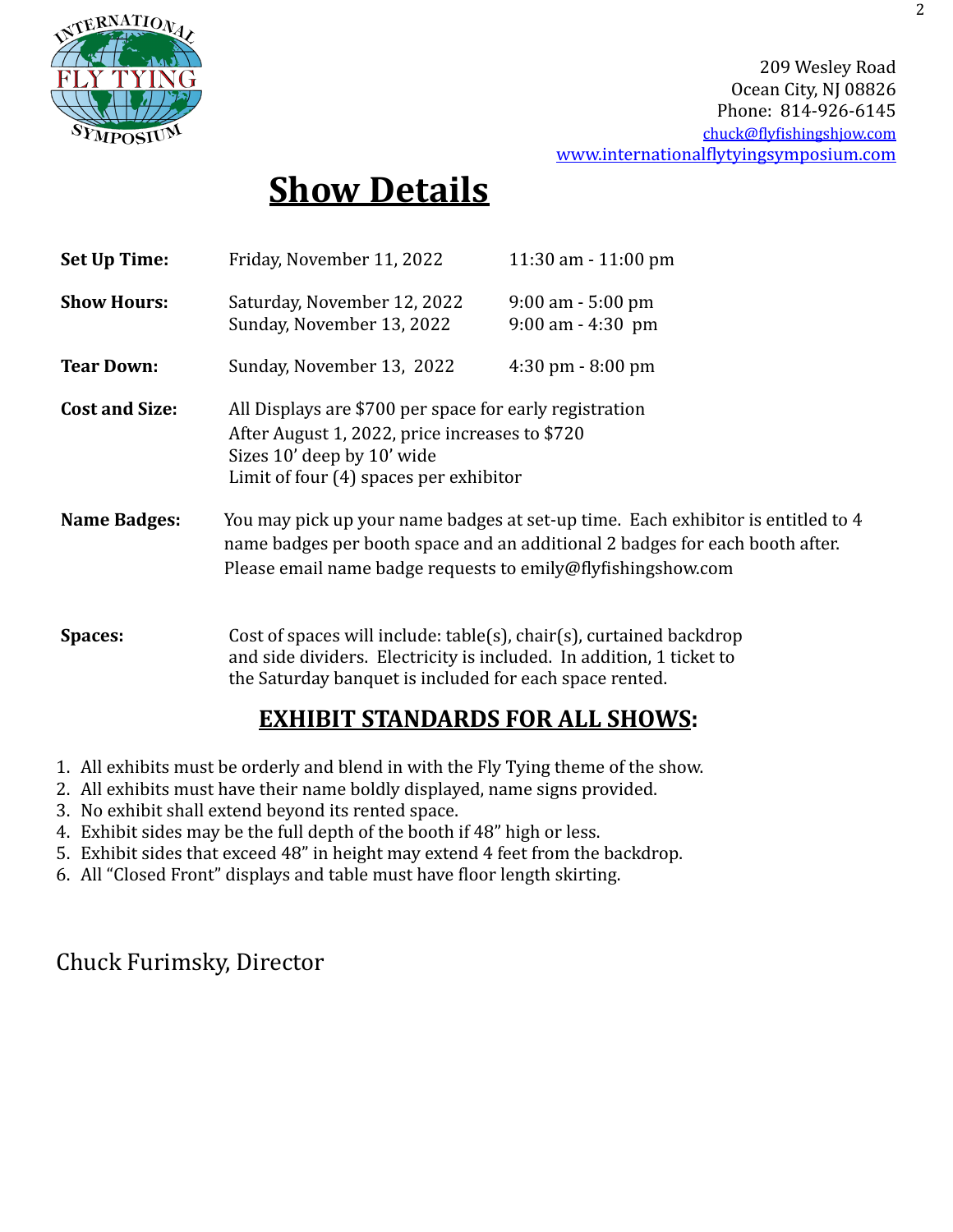209 Wesley Road
Ocean City, NJ 08826
Phone: 814-926-6145
chuck@flyfishingshjow.com
www.internationalflytyingsymposium.com

# Show Details

| | | |
|---|---|---|
| **Set Up Time:** | Friday, November 11, 2022 | 11:30 am - 11:00 pm |
| **Show Hours:** | Saturday, November 12, 2022<br>Sunday, November 13, 2022 | 9:00 am - 5:00 pm<br>9:00 am - 4:30 pm |
| **Tear Down:** | Sunday, November 13, 2022 | 4:30 pm - 8:00 pm |
| **Cost and Size:** | All Displays are $700 per space for early registration<br>After August 1, 2022, price increases to $720<br>Sizes 10' deep by 10' wide<br>Limit of four (4) spaces per exhibitor | |
| **Name Badges:** | You may pick up your name badges at set-up time. Each exhibitor is entitled to 4 name badges per booth space and an additional 2 badges for each booth after. Please email name badge requests to emily@flyfishingshow.com | |
| **Spaces:** | Cost of spaces will include: table(s), chair(s), curtained backdrop and side dividers. Electricity is included. In addition, 1 ticket to the Saturday banquet is included for each space rented. | |

## EXHIBIT STANDARDS FOR ALL SHOWS:

1. All exhibits must be orderly and blend in with the Fly Tying theme of the show.
2. All exhibits must have their name boldly displayed, name signs provided.
3. No exhibit shall extend beyond its rented space.
4. Exhibit sides may be the full depth of the booth if 48" high or less.
5. Exhibit sides that exceed 48" in height may extend 4 feet from the backdrop.
6. All "Closed Front" displays and table must have floor length skirting.

Chuck Furimsky, Director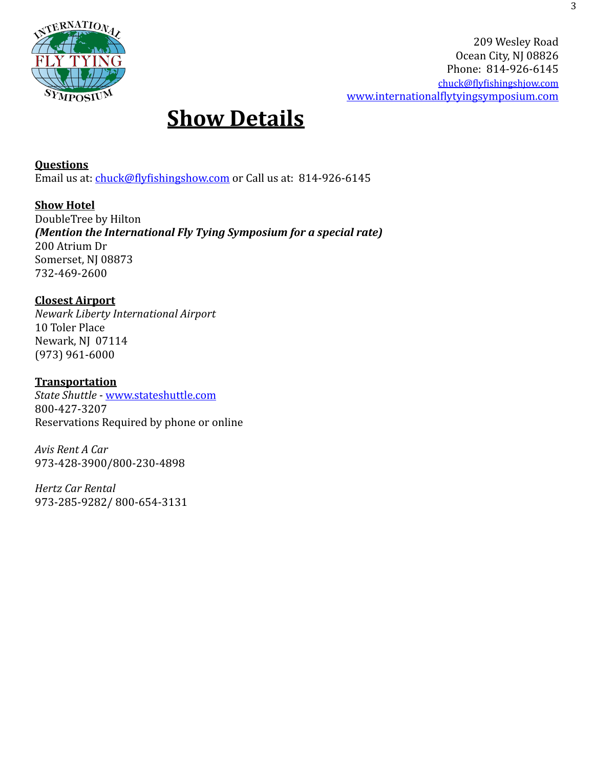209 Wesley Road
Ocean City, NJ 08826
Phone: 814-926-6145
[chuck@flyfishingshjow.com](mailto:chuck@flyfishingshjow.com)
[www.internationalflytyingsymposium.com](http://www.internationalflytyingsymposium.com)

# Show Details

**Questions**
Email us at: [chuck@flyfishingshow.com](mailto:chuck@flyfishingshow.com) or Call us at: 814-926-6145

**Show Hotel**
DoubleTree by Hilton
***(Mention the International Fly Tying Symposium for a special rate)***
200 Atrium Dr
Somerset, NJ 08873
732-469-2600

**Closest Airport**
*Newark Liberty International Airport*
10 Toler Place
Newark, NJ 07114
(973) 961-6000

**Transportation**
*State Shuttle* - [www.stateshuttle.com](http://www.stateshuttle.com)
800-427-3207
Reservations Required by phone or online

*Avis Rent A Car*
973-428-3900/800-230-4898

*Hertz Car Rental*
973-285-9282/ 800-654-3131